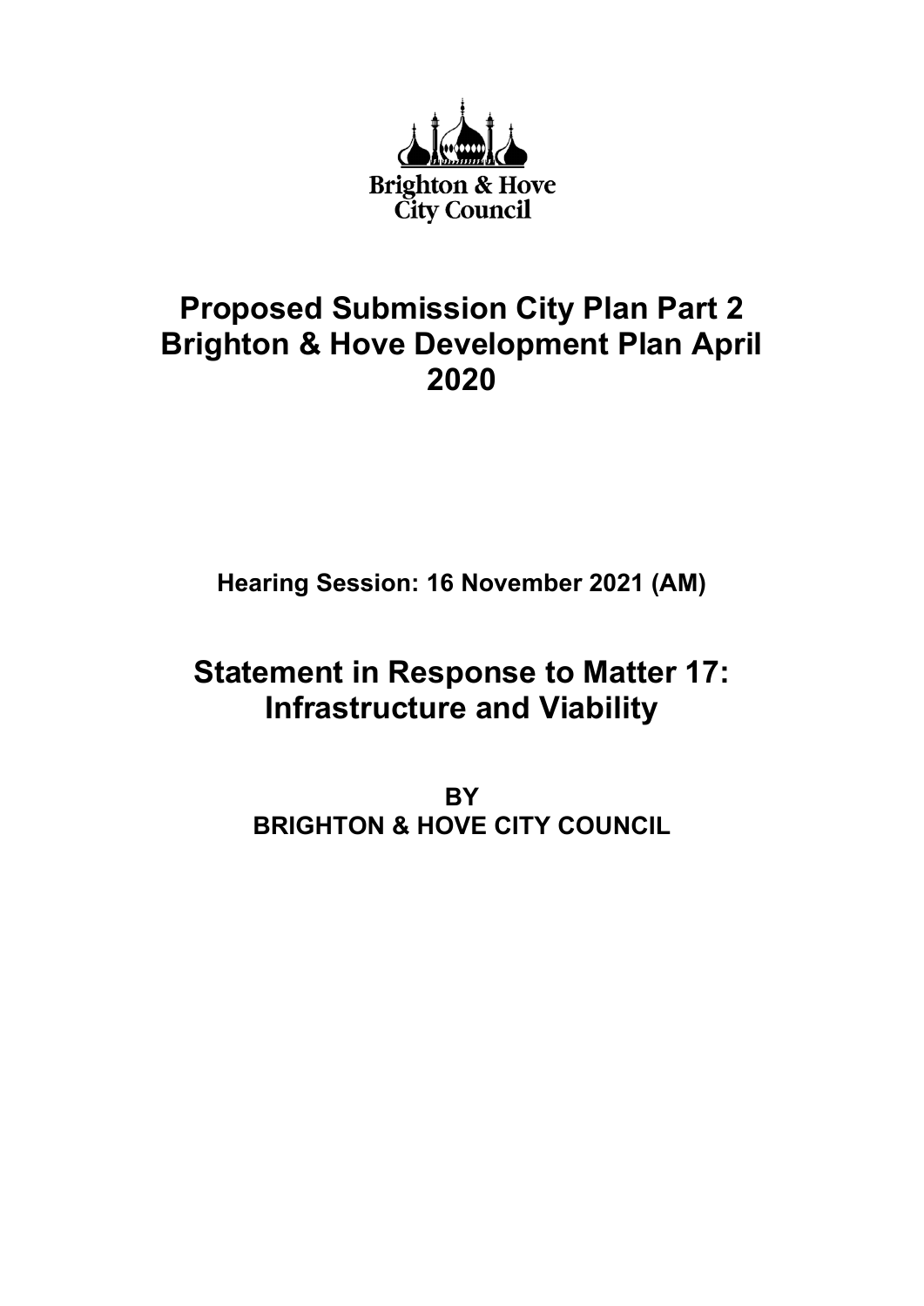Brighton & Hove
City Council

# Proposed Submission City Plan Part 2 Brighton & Hove Development Plan April 2020

**Hearing Session: 16 November 2021 (AM)**

# Statement in Response to Matter 17: Infrastructure and Viability

**BY**
**BRIGHTON & HOVE CITY COUNCIL**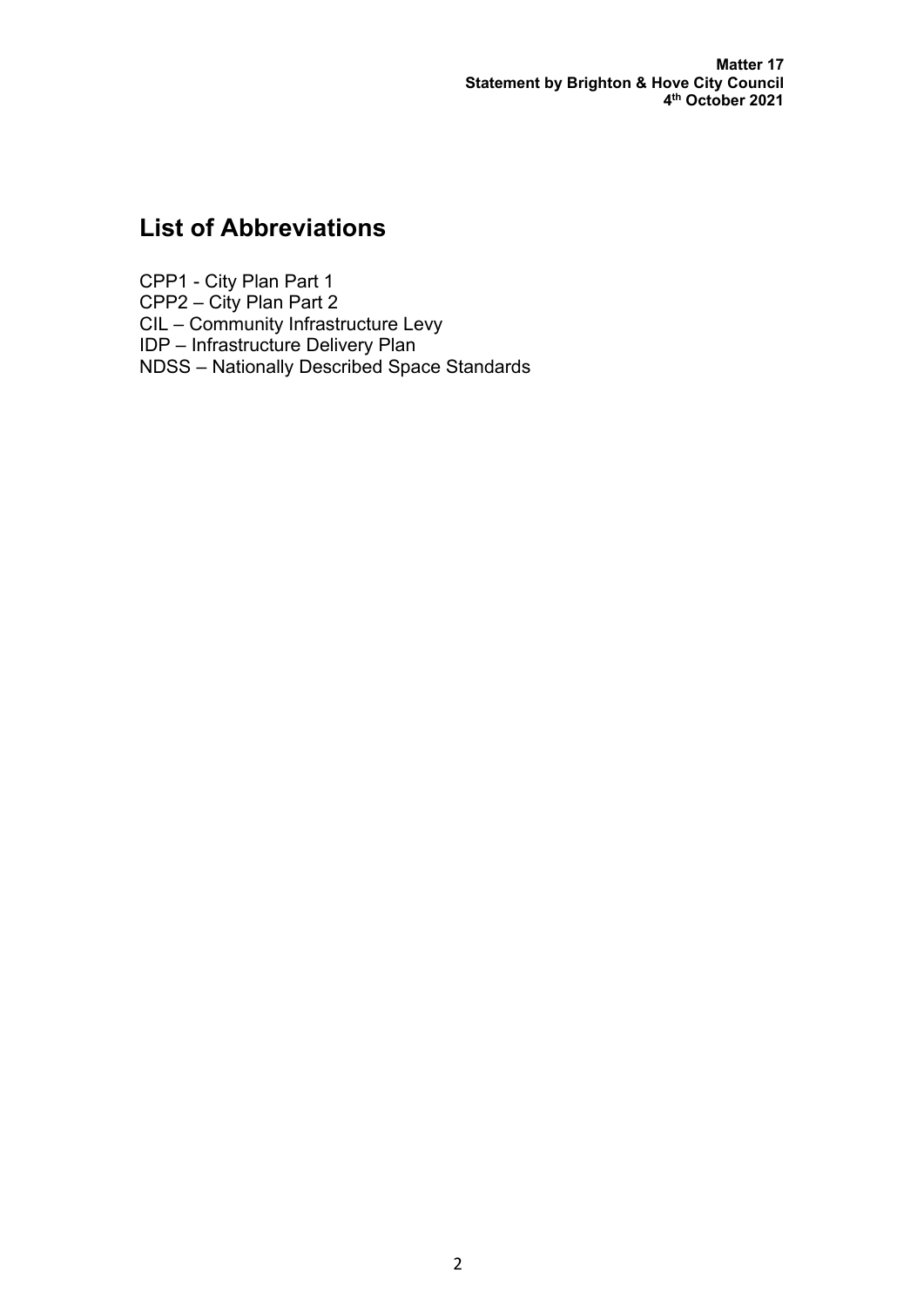## List of Abbreviations

CPP1 - City Plan Part 1
CPP2 – City Plan Part 2
CIL – Community Infrastructure Levy
IDP – Infrastructure Delivery Plan
NDSS – Nationally Described Space Standards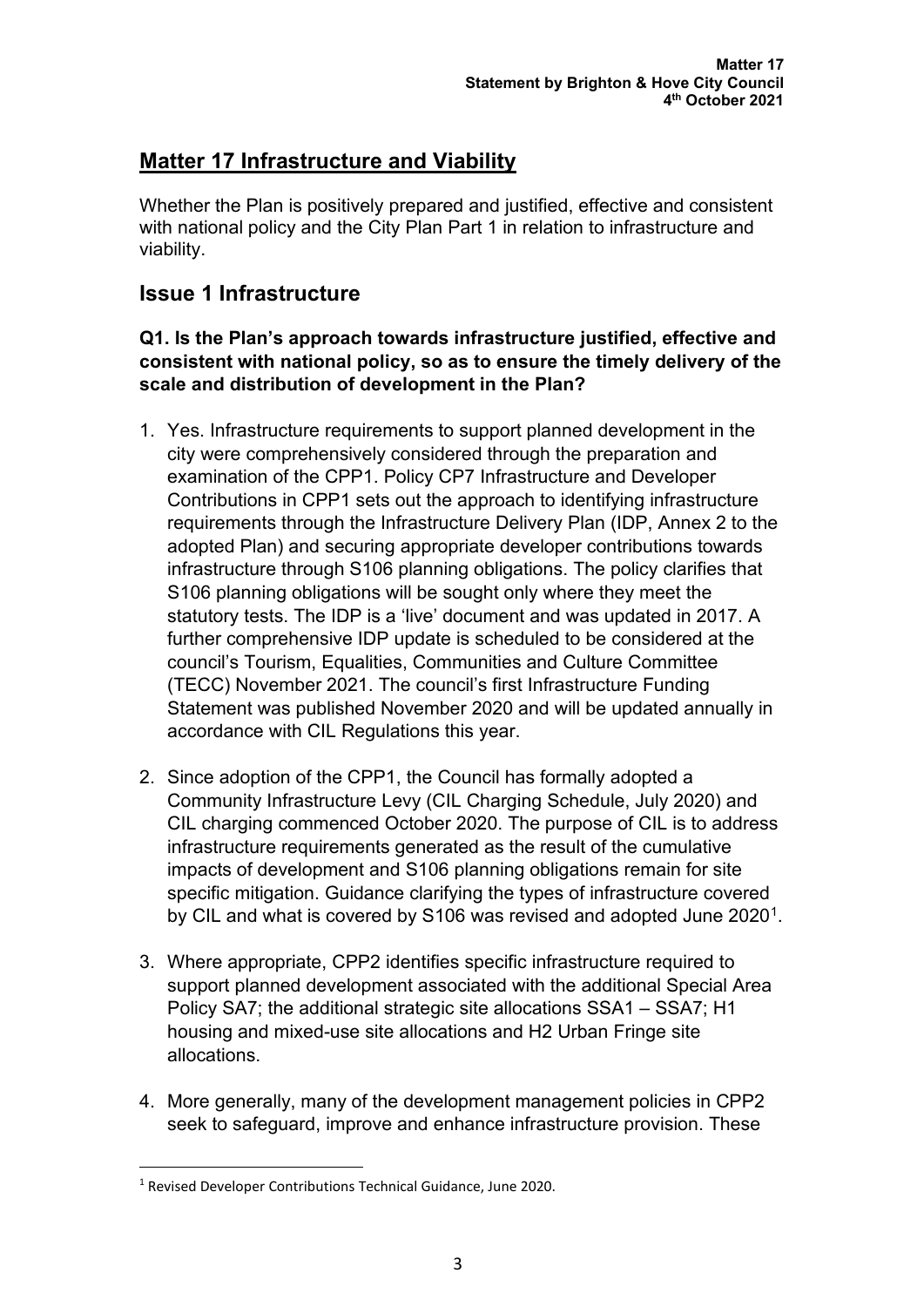## Matter 17 Infrastructure and Viability

Whether the Plan is positively prepared and justified, effective and consistent with national policy and the City Plan Part 1 in relation to infrastructure and viability.

## Issue 1 Infrastructure

**Q1. Is the Plan's approach towards infrastructure justified, effective and consistent with national policy, so as to ensure the timely delivery of the scale and distribution of development in the Plan?**

1. Yes. Infrastructure requirements to support planned development in the city were comprehensively considered through the preparation and examination of the CPP1. Policy CP7 Infrastructure and Developer Contributions in CPP1 sets out the approach to identifying infrastructure requirements through the Infrastructure Delivery Plan (IDP, Annex 2 to the adopted Plan) and securing appropriate developer contributions towards infrastructure through S106 planning obligations. The policy clarifies that S106 planning obligations will be sought only where they meet the statutory tests. The IDP is a 'live' document and was updated in 2017. A further comprehensive IDP update is scheduled to be considered at the council's Tourism, Equalities, Communities and Culture Committee (TECC) November 2021. The council's first Infrastructure Funding Statement was published November 2020 and will be updated annually in accordance with CIL Regulations this year.

2. Since adoption of the CPP1, the Council has formally adopted a Community Infrastructure Levy (CIL Charging Schedule, July 2020) and CIL charging commenced October 2020. The purpose of CIL is to address infrastructure requirements generated as the result of the cumulative impacts of development and S106 planning obligations remain for site specific mitigation. Guidance clarifying the types of infrastructure covered by CIL and what is covered by S106 was revised and adopted June 2020[1].

3. Where appropriate, CPP2 identifies specific infrastructure required to support planned development associated with the additional Special Area Policy SA7; the additional strategic site allocations SSA1 – SSA7; H1 housing and mixed-use site allocations and H2 Urban Fringe site allocations.

4. More generally, many of the development management policies in CPP2 seek to safeguard, improve and enhance infrastructure provision. These

[1] Revised Developer Contributions Technical Guidance, June 2020.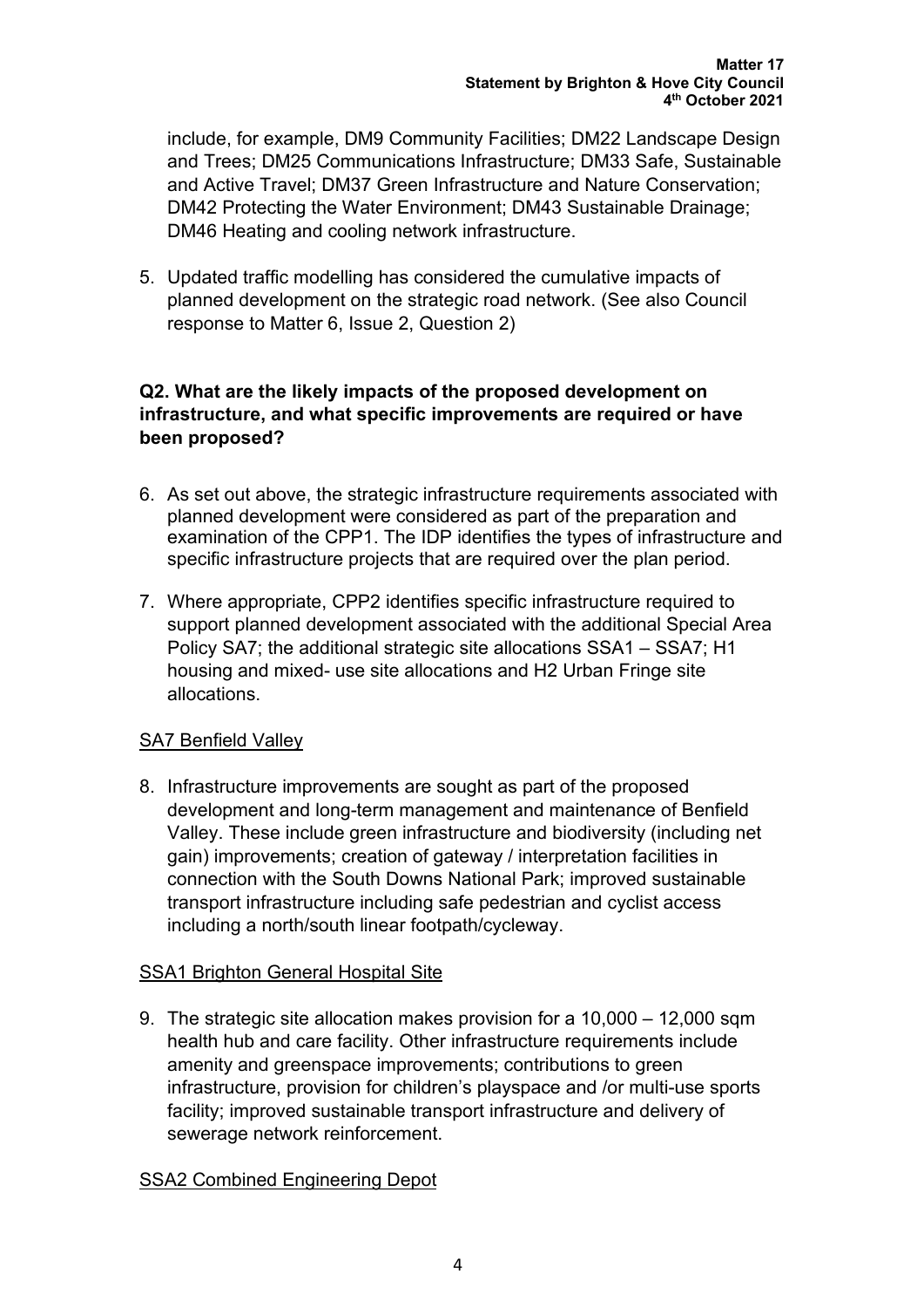include, for example, DM9 Community Facilities; DM22 Landscape Design and Trees; DM25 Communications Infrastructure; DM33 Safe, Sustainable and Active Travel; DM37 Green Infrastructure and Nature Conservation; DM42 Protecting the Water Environment; DM43 Sustainable Drainage; DM46 Heating and cooling network infrastructure.

5. Updated traffic modelling has considered the cumulative impacts of planned development on the strategic road network. (See also Council response to Matter 6, Issue 2, Question 2)

**Q2. What are the likely impacts of the proposed development on infrastructure, and what specific improvements are required or have been proposed?**

6. As set out above, the strategic infrastructure requirements associated with planned development were considered as part of the preparation and examination of the CPP1. The IDP identifies the types of infrastructure and specific infrastructure projects that are required over the plan period.

7. Where appropriate, CPP2 identifies specific infrastructure required to support planned development associated with the additional Special Area Policy SA7; the additional strategic site allocations SSA1 – SSA7; H1 housing and mixed- use site allocations and H2 Urban Fringe site allocations.

<u>SA7 Benfield Valley</u>

8. Infrastructure improvements are sought as part of the proposed development and long-term management and maintenance of Benfield Valley. These include green infrastructure and biodiversity (including net gain) improvements; creation of gateway / interpretation facilities in connection with the South Downs National Park; improved sustainable transport infrastructure including safe pedestrian and cyclist access including a north/south linear footpath/cycleway.

<u>SSA1 Brighton General Hospital Site</u>

9. The strategic site allocation makes provision for a 10,000 – 12,000 sqm health hub and care facility. Other infrastructure requirements include amenity and greenspace improvements; contributions to green infrastructure, provision for children's playspace and /or multi-use sports facility; improved sustainable transport infrastructure and delivery of sewerage network reinforcement.

<u>SSA2 Combined Engineering Depot</u>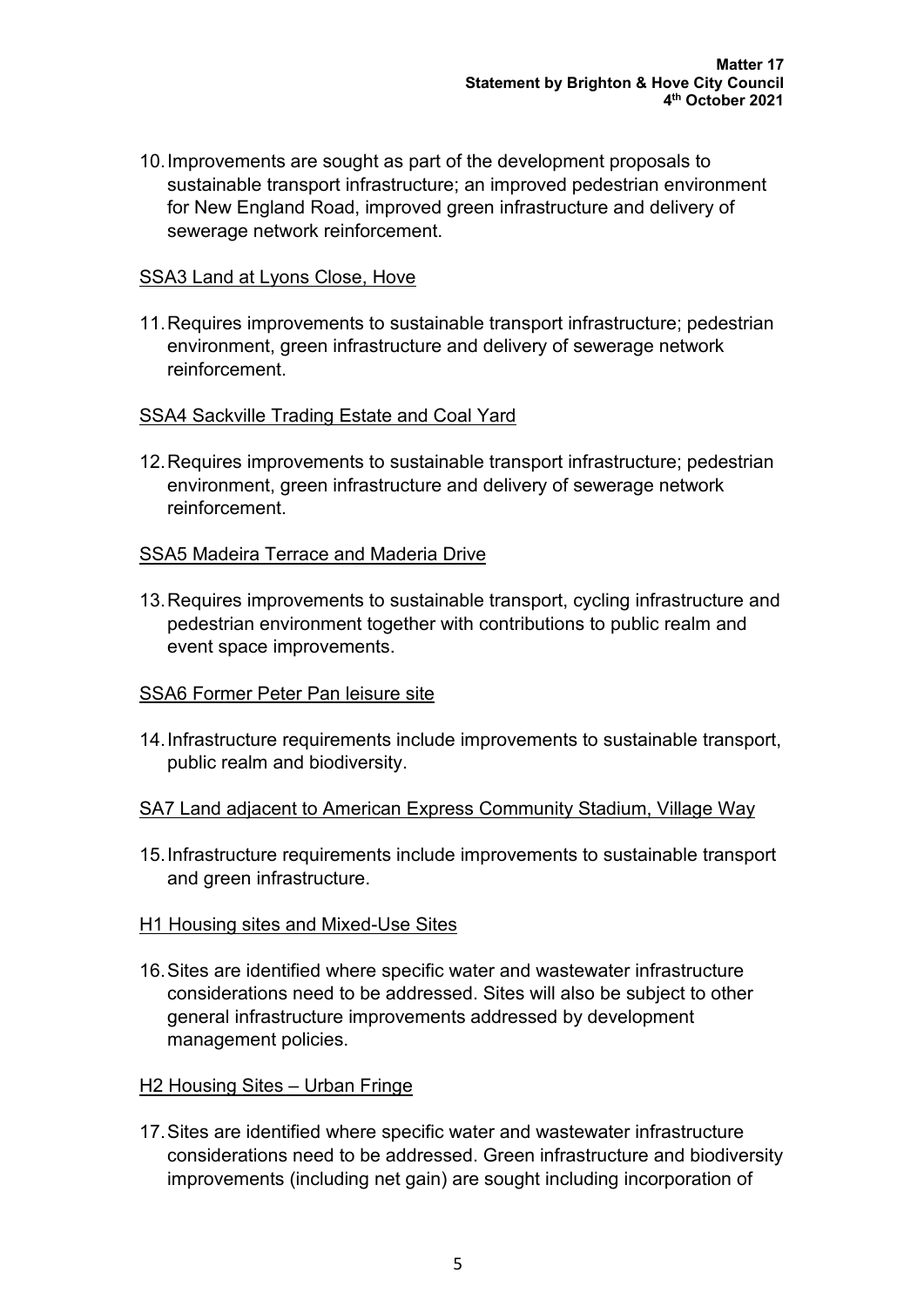10. Improvements are sought as part of the development proposals to sustainable transport infrastructure; an improved pedestrian environment for New England Road, improved green infrastructure and delivery of sewerage network reinforcement.

SSA3 Land at Lyons Close, Hove

11. Requires improvements to sustainable transport infrastructure; pedestrian environment, green infrastructure and delivery of sewerage network reinforcement.

SSA4 Sackville Trading Estate and Coal Yard

12. Requires improvements to sustainable transport infrastructure; pedestrian environment, green infrastructure and delivery of sewerage network reinforcement.

SSA5 Madeira Terrace and Maderia Drive

13. Requires improvements to sustainable transport, cycling infrastructure and pedestrian environment together with contributions to public realm and event space improvements.

SSA6 Former Peter Pan leisure site

14. Infrastructure requirements include improvements to sustainable transport, public realm and biodiversity.

SA7 Land adjacent to American Express Community Stadium, Village Way

15. Infrastructure requirements include improvements to sustainable transport and green infrastructure.

H1 Housing sites and Mixed-Use Sites

16. Sites are identified where specific water and wastewater infrastructure considerations need to be addressed. Sites will also be subject to other general infrastructure improvements addressed by development management policies.

H2 Housing Sites – Urban Fringe

17. Sites are identified where specific water and wastewater infrastructure considerations need to be addressed. Green infrastructure and biodiversity improvements (including net gain) are sought including incorporation of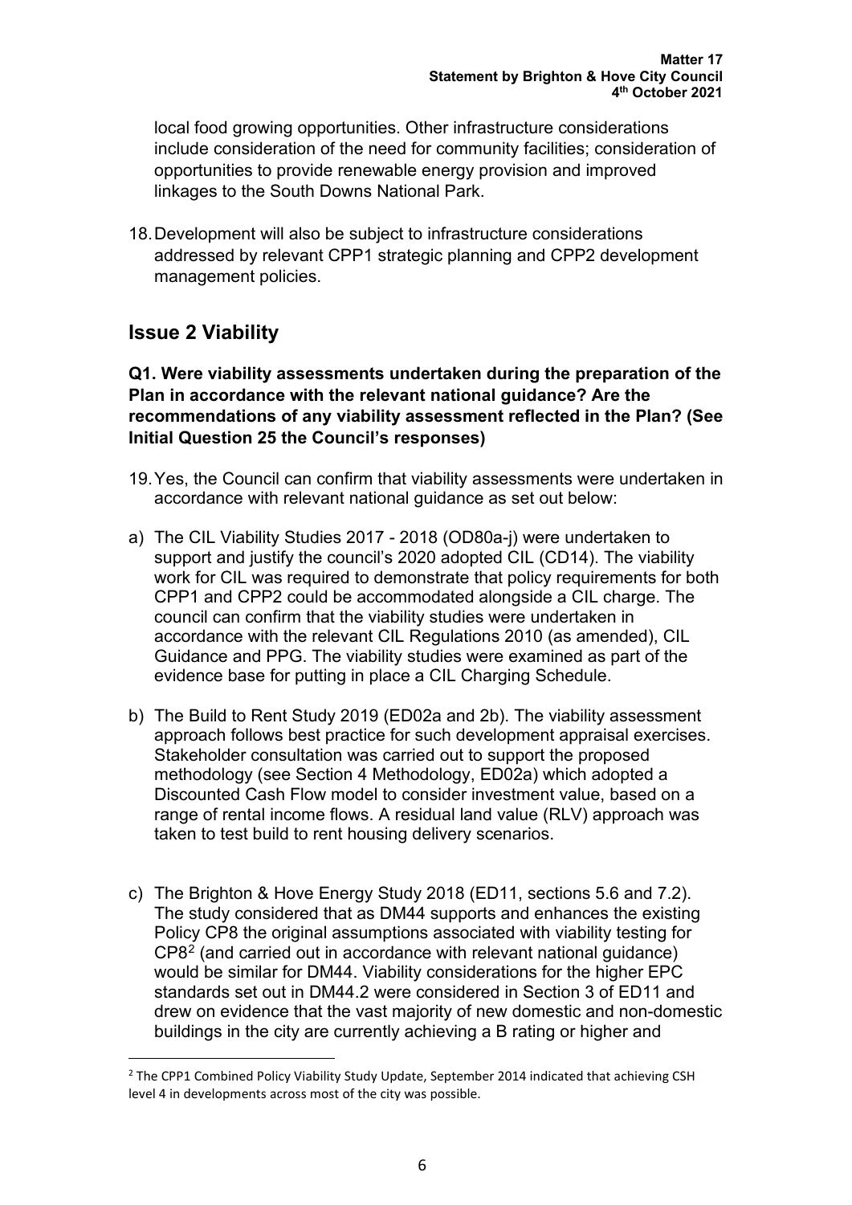local food growing opportunities. Other infrastructure considerations include consideration of the need for community facilities; consideration of opportunities to provide renewable energy provision and improved linkages to the South Downs National Park.

18. Development will also be subject to infrastructure considerations addressed by relevant CPP1 strategic planning and CPP2 development management policies.

## Issue 2 Viability

**Q1. Were viability assessments undertaken during the preparation of the Plan in accordance with the relevant national guidance? Are the recommendations of any viability assessment reflected in the Plan? (See Initial Question 25 the Council's responses)**

19. Yes, the Council can confirm that viability assessments were undertaken in accordance with relevant national guidance as set out below:

a) The CIL Viability Studies 2017 - 2018 (OD80a-j) were undertaken to support and justify the council's 2020 adopted CIL (CD14). The viability work for CIL was required to demonstrate that policy requirements for both CPP1 and CPP2 could be accommodated alongside a CIL charge. The council can confirm that the viability studies were undertaken in accordance with the relevant CIL Regulations 2010 (as amended), CIL Guidance and PPG. The viability studies were examined as part of the evidence base for putting in place a CIL Charging Schedule.

b) The Build to Rent Study 2019 (ED02a and 2b). The viability assessment approach follows best practice for such development appraisal exercises. Stakeholder consultation was carried out to support the proposed methodology (see Section 4 Methodology, ED02a) which adopted a Discounted Cash Flow model to consider investment value, based on a range of rental income flows. A residual land value (RLV) approach was taken to test build to rent housing delivery scenarios.

c) The Brighton & Hove Energy Study 2018 (ED11, sections 5.6 and 7.2). The study considered that as DM44 supports and enhances the existing Policy CP8 the original assumptions associated with viability testing for CP8[2] (and carried out in accordance with relevant national guidance) would be similar for DM44. Viability considerations for the higher EPC standards set out in DM44.2 were considered in Section 3 of ED11 and drew on evidence that the vast majority of new domestic and non-domestic buildings in the city are currently achieving a B rating or higher and

[2] The CPP1 Combined Policy Viability Study Update, September 2014 indicated that achieving CSH level 4 in developments across most of the city was possible.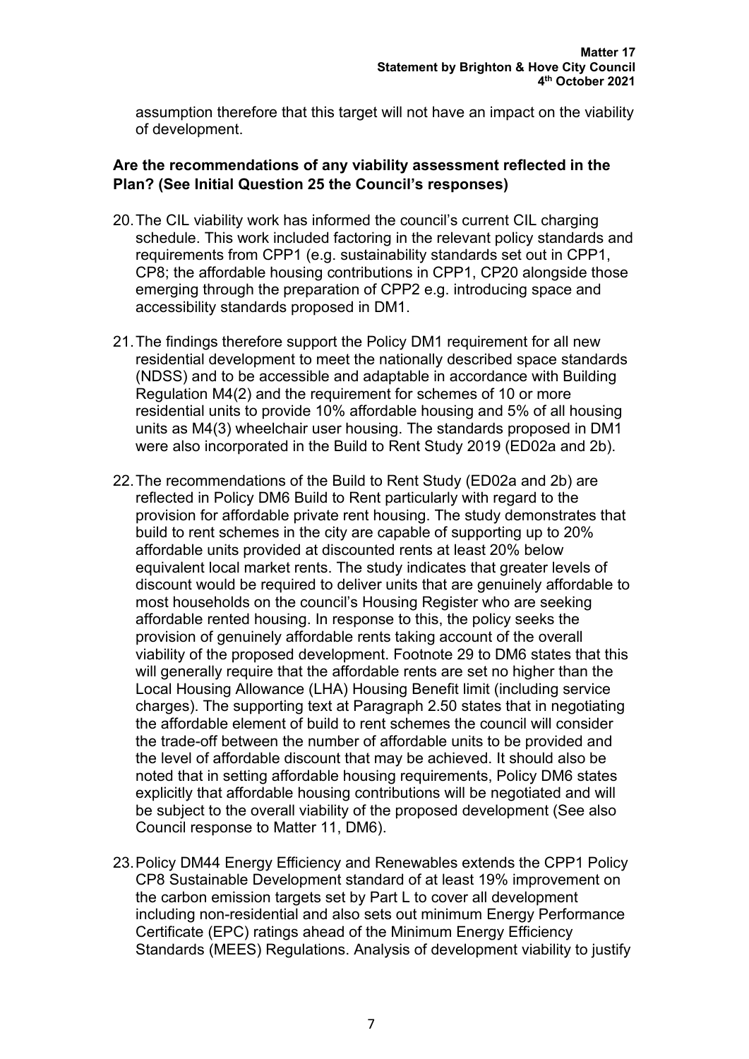assumption therefore that this target will not have an impact on the viability of development.

**Are the recommendations of any viability assessment reflected in the Plan? (See Initial Question 25 the Council's responses)**

20. The CIL viability work has informed the council's current CIL charging schedule. This work included factoring in the relevant policy standards and requirements from CPP1 (e.g. sustainability standards set out in CPP1, CP8; the affordable housing contributions in CPP1, CP20 alongside those emerging through the preparation of CPP2 e.g. introducing space and accessibility standards proposed in DM1.

21. The findings therefore support the Policy DM1 requirement for all new residential development to meet the nationally described space standards (NDSS) and to be accessible and adaptable in accordance with Building Regulation M4(2) and the requirement for schemes of 10 or more residential units to provide 10% affordable housing and 5% of all housing units as M4(3) wheelchair user housing. The standards proposed in DM1 were also incorporated in the Build to Rent Study 2019 (ED02a and 2b).

22. The recommendations of the Build to Rent Study (ED02a and 2b) are reflected in Policy DM6 Build to Rent particularly with regard to the provision for affordable private rent housing. The study demonstrates that build to rent schemes in the city are capable of supporting up to 20% affordable units provided at discounted rents at least 20% below equivalent local market rents. The study indicates that greater levels of discount would be required to deliver units that are genuinely affordable to most households on the council's Housing Register who are seeking affordable rented housing. In response to this, the policy seeks the provision of genuinely affordable rents taking account of the overall viability of the proposed development. Footnote 29 to DM6 states that this will generally require that the affordable rents are set no higher than the Local Housing Allowance (LHA) Housing Benefit limit (including service charges). The supporting text at Paragraph 2.50 states that in negotiating the affordable element of build to rent schemes the council will consider the trade-off between the number of affordable units to be provided and the level of affordable discount that may be achieved. It should also be noted that in setting affordable housing requirements, Policy DM6 states explicitly that affordable housing contributions will be negotiated and will be subject to the overall viability of the proposed development (See also Council response to Matter 11, DM6).

23. Policy DM44 Energy Efficiency and Renewables extends the CPP1 Policy CP8 Sustainable Development standard of at least 19% improvement on the carbon emission targets set by Part L to cover all development including non-residential and also sets out minimum Energy Performance Certificate (EPC) ratings ahead of the Minimum Energy Efficiency Standards (MEES) Regulations. Analysis of development viability to justify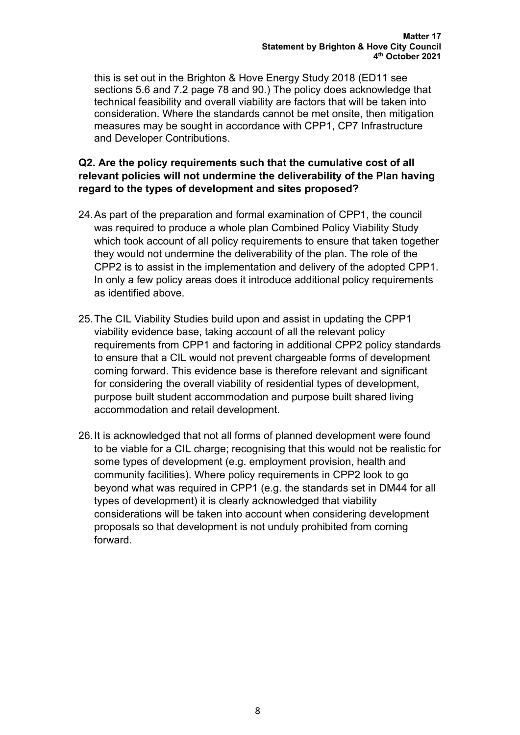this is set out in the Brighton & Hove Energy Study 2018 (ED11 see sections 5.6 and 7.2 page 78 and 90.) The policy does acknowledge that technical feasibility and overall viability are factors that will be taken into consideration. Where the standards cannot be met onsite, then mitigation measures may be sought in accordance with CPP1, CP7 Infrastructure and Developer Contributions.

**Q2. Are the policy requirements such that the cumulative cost of all relevant policies will not undermine the deliverability of the Plan having regard to the types of development and sites proposed?**

24. As part of the preparation and formal examination of CPP1, the council was required to produce a whole plan Combined Policy Viability Study which took account of all policy requirements to ensure that taken together they would not undermine the deliverability of the plan. The role of the CPP2 is to assist in the implementation and delivery of the adopted CPP1. In only a few policy areas does it introduce additional policy requirements as identified above.

25. The CIL Viability Studies build upon and assist in updating the CPP1 viability evidence base, taking account of all the relevant policy requirements from CPP1 and factoring in additional CPP2 policy standards to ensure that a CIL would not prevent chargeable forms of development coming forward. This evidence base is therefore relevant and significant for considering the overall viability of residential types of development, purpose built student accommodation and purpose built shared living accommodation and retail development.

26. It is acknowledged that not all forms of planned development were found to be viable for a CIL charge; recognising that this would not be realistic for some types of development (e.g. employment provision, health and community facilities). Where policy requirements in CPP2 look to go beyond what was required in CPP1 (e.g. the standards set in DM44 for all types of development) it is clearly acknowledged that viability considerations will be taken into account when considering development proposals so that development is not unduly prohibited from coming forward.